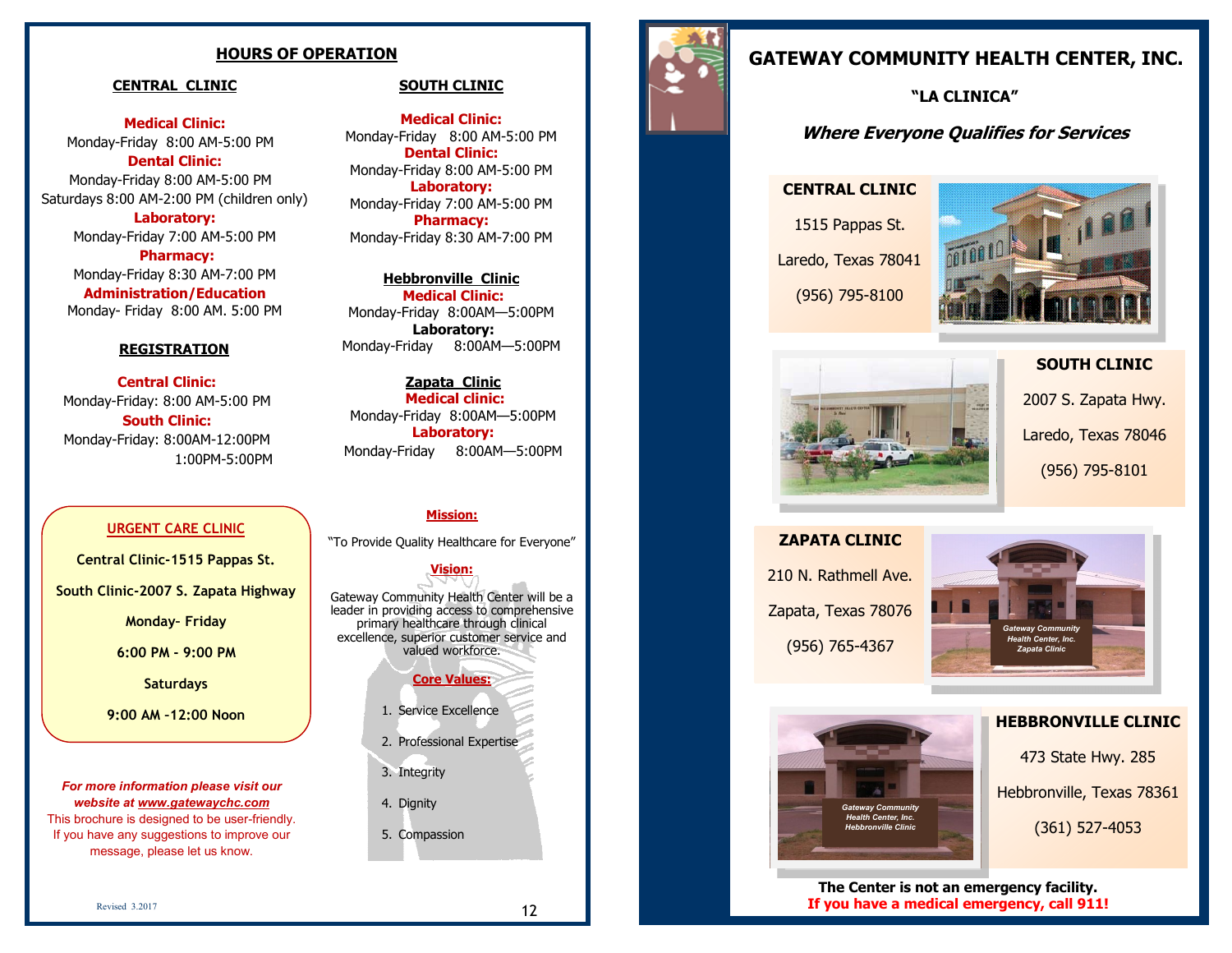## HOURS OF OPERATION

### CENTRAL CLINIC

**Medical Clinic:**
Monday-Friday 8:00 AM-5:00 PM

**Dental Clinic:**
Monday-Friday 8:00 AM-5:00 PM
Saturdays 8:00 AM-2:00 PM (children only)

**Laboratory:**
Monday-Friday 7:00 AM-5:00 PM

**Pharmacy:**
Monday-Friday 8:30 AM-7:00 PM

**Administration/Education**
Monday- Friday 8:00 AM. 5:00 PM

### REGISTRATION

**Central Clinic:**
Monday-Friday: 8:00 AM-5:00 PM

**South Clinic:**
Monday-Friday: 8:00AM-12:00PM
1:00PM-5:00PM

### SOUTH CLINIC

**Medical Clinic:**
Monday-Friday 8:00 AM-5:00 PM

**Dental Clinic:**
Monday-Friday 8:00 AM-5:00 PM

**Laboratory:**
Monday-Friday 7:00 AM-5:00 PM

**Pharmacy:**
Monday-Friday 8:30 AM-7:00 PM

### Hebbronville Clinic

**Medical Clinic:**
Monday-Friday 8:00AM—5:00PM

**Laboratory:**
Monday-Friday 8:00AM—5:00PM

### Zapata Clinic

**Medical clinic:**
Monday-Friday 8:00AM—5:00PM

**Laboratory:**
Monday-Friday 8:00AM—5:00PM

### URGENT CARE CLINIC

**Central Clinic-1515 Pappas St.**

**South Clinic-2007 S. Zapata Highway**

**Monday- Friday**

**6:00 PM - 9:00 PM**

**Saturdays**

**9:00 AM -12:00 Noon**

*For more information please visit our website at www.gatewaychc.com*

This brochure is designed to be user-friendly. If you have any suggestions to improve our message, please let us know.

**Mission:**

"To Provide Quality Healthcare for Everyone"

**Vision:**

Gateway Community Health Center will be a leader in providing access to comprehensive primary healthcare through clinical excellence, superior customer service and valued workforce.

**Core Values:**

1. Service Excellence
2. Professional Expertise
3. Integrity
4. Dignity
5. Compassion

Revised 3.2017

# GATEWAY COMMUNITY HEALTH CENTER, INC.

**"LA CLINICA"**

***Where Everyone Qualifies for Services***

**CENTRAL CLINIC**
1515 Pappas St.
Laredo, Texas 78041
(956) 795-8100

**SOUTH CLINIC**
2007 S. Zapata Hwy.
Laredo, Texas 78046
(956) 795-8101

**ZAPATA CLINIC**
210 N. Rathmell Ave.
Zapata, Texas 78076
(956) 765-4367

Gateway Community Health Center, Inc. Zapata Clinic

**HEBBRONVILLE CLINIC**
473 State Hwy. 285
Hebbronville, Texas 78361
(361) 527-4053

Gateway Community Health Center, Inc. Hebbronville Clinic

**The Center is not an emergency facility.**
**If you have a medical emergency, call 911!**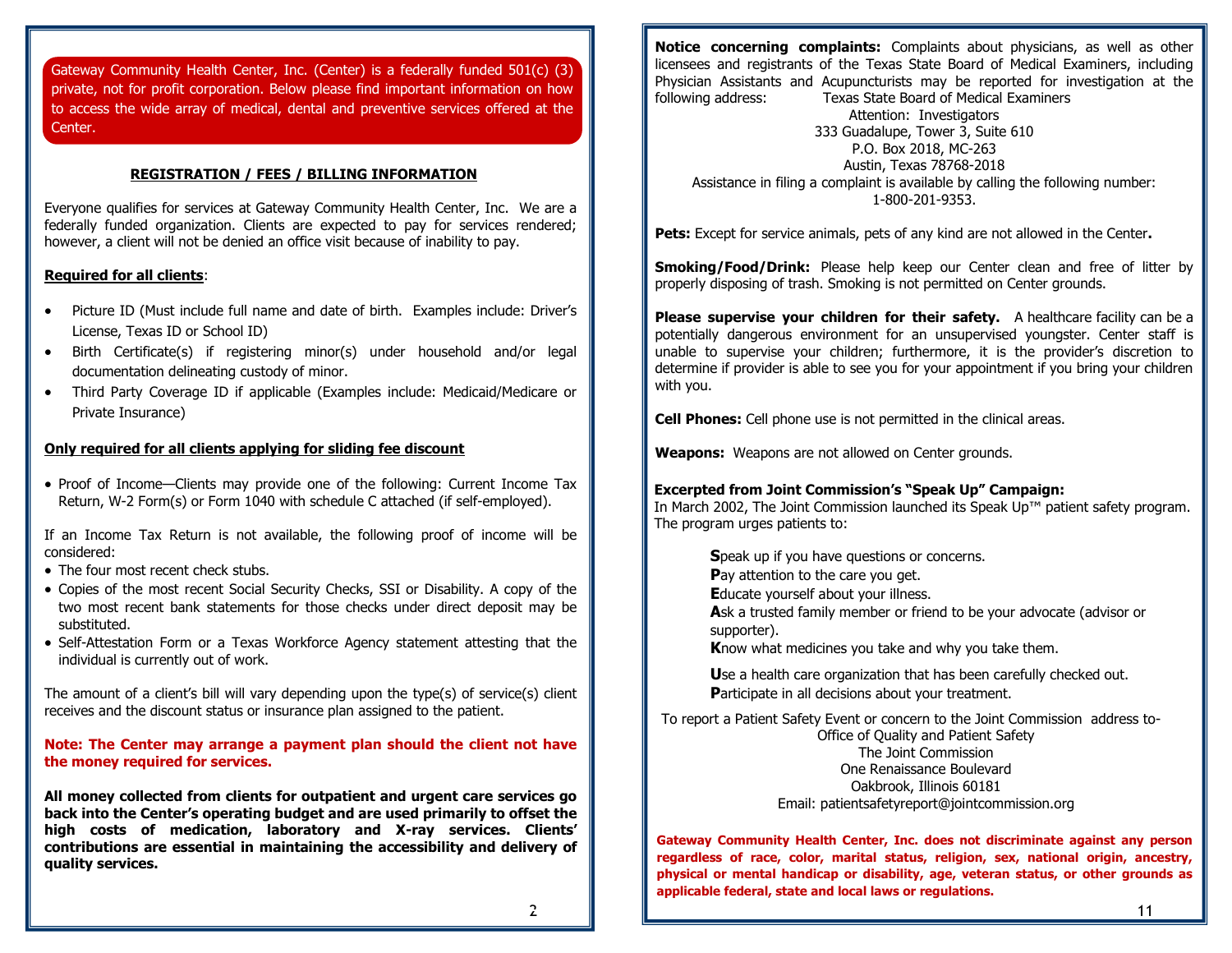Gateway Community Health Center, Inc. (Center) is a federally funded 501(c) (3) private, not for profit corporation. Below please find important information on how to access the wide array of medical, dental and preventive services offered at the Center.

## REGISTRATION / FEES / BILLING INFORMATION

Everyone qualifies for services at Gateway Community Health Center, Inc. We are a federally funded organization. Clients are expected to pay for services rendered; however, a client will not be denied an office visit because of inability to pay.

**Required for all clients**:

- Picture ID (Must include full name and date of birth. Examples include: Driver's License, Texas ID or School ID)
- Birth Certificate(s) if registering minor(s) under household and/or legal documentation delineating custody of minor.
- Third Party Coverage ID if applicable (Examples include: Medicaid/Medicare or Private Insurance)

**Only required for all clients applying for sliding fee discount**

- Proof of Income—Clients may provide one of the following: Current Income Tax Return, W-2 Form(s) or Form 1040 with schedule C attached (if self-employed).

If an Income Tax Return is not available, the following proof of income will be considered:

- The four most recent check stubs.
- Copies of the most recent Social Security Checks, SSI or Disability. A copy of the two most recent bank statements for those checks under direct deposit may be substituted.
- Self-Attestation Form or a Texas Workforce Agency statement attesting that the individual is currently out of work.

The amount of a client's bill will vary depending upon the type(s) of service(s) client receives and the discount status or insurance plan assigned to the patient.

**Note: The Center may arrange a payment plan should the client not have the money required for services.**

**All money collected from clients for outpatient and urgent care services go back into the Center's operating budget and are used primarily to offset the high costs of medication, laboratory and X-ray services. Clients' contributions are essential in maintaining the accessibility and delivery of quality services.**

**Notice concerning complaints:** Complaints about physicians, as well as other licensees and registrants of the Texas State Board of Medical Examiners, including Physician Assistants and Acupuncturists may be reported for investigation at the following address:

Texas State Board of Medical Examiners
Attention: Investigators
333 Guadalupe, Tower 3, Suite 610
P.O. Box 2018, MC-263
Austin, Texas 78768-2018

Assistance in filing a complaint is available by calling the following number: 1-800-201-9353.

**Pets:** Except for service animals, pets of any kind are not allowed in the Center**.**

**Smoking/Food/Drink:** Please help keep our Center clean and free of litter by properly disposing of trash. Smoking is not permitted on Center grounds.

**Please supervise your children for their safety.** A healthcare facility can be a potentially dangerous environment for an unsupervised youngster. Center staff is unable to supervise your children; furthermore, it is the provider's discretion to determine if provider is able to see you for your appointment if you bring your children with you.

**Cell Phones:** Cell phone use is not permitted in the clinical areas.

**Weapons:** Weapons are not allowed on Center grounds.

**Excerpted from Joint Commission's "Speak Up" Campaign:**
In March 2002, The Joint Commission launched its Speak Up™ patient safety program. The program urges patients to:

**S**peak up if you have questions or concerns.
**P**ay attention to the care you get.
**E**ducate yourself about your illness.
**A**sk a trusted family member or friend to be your advocate (advisor or supporter).
**K**now what medicines you take and why you take them.

**U**se a health care organization that has been carefully checked out.
**P**articipate in all decisions about your treatment.

To report a Patient Safety Event or concern to the Joint Commission address to-

Office of Quality and Patient Safety
The Joint Commission
One Renaissance Boulevard
Oakbrook, Illinois 60181
Email: patientsafetyreport@jointcommission.org

**Gateway Community Health Center, Inc. does not discriminate against any person regardless of race, color, marital status, religion, sex, national origin, ancestry, physical or mental handicap or disability, age, veteran status, or other grounds as applicable federal, state and local laws or regulations.**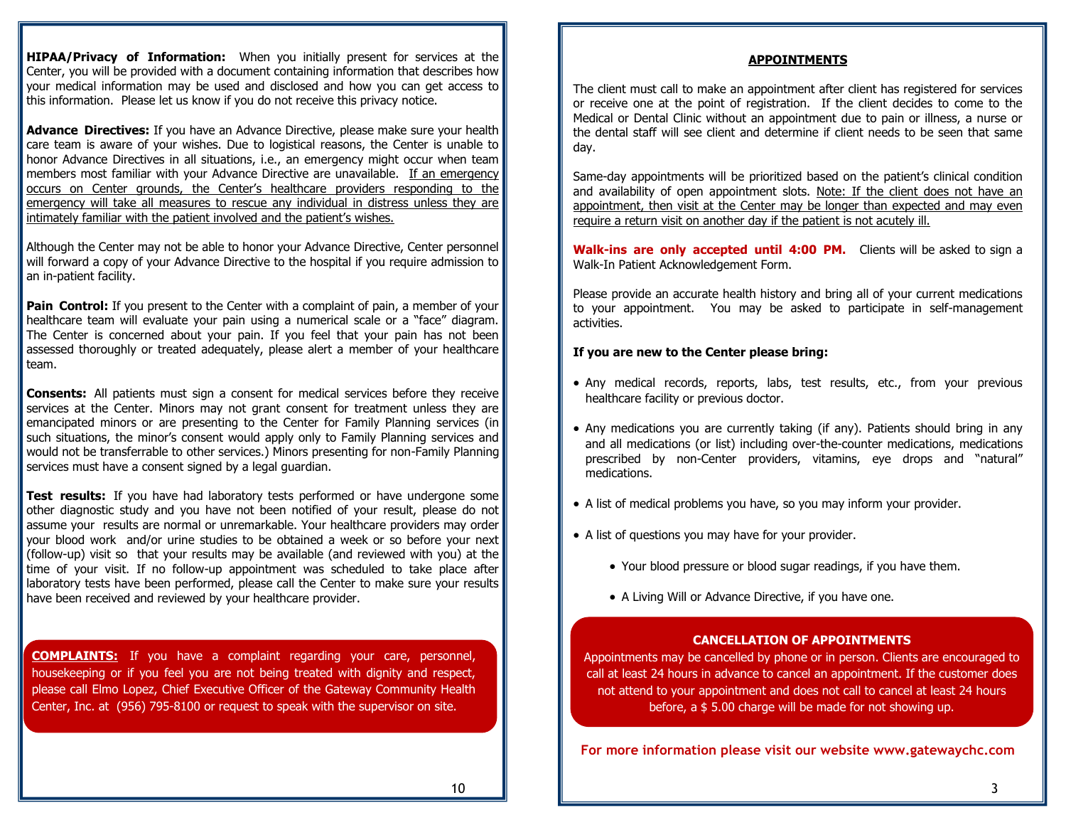**HIPAA/Privacy of Information:** When you initially present for services at the Center, you will be provided with a document containing information that describes how your medical information may be used and disclosed and how you can get access to this information. Please let us know if you do not receive this privacy notice.

**Advance Directives:** If you have an Advance Directive, please make sure your health care team is aware of your wishes. Due to logistical reasons, the Center is unable to honor Advance Directives in all situations, i.e., an emergency might occur when team members most familiar with your Advance Directive are unavailable. <u>If an emergency occurs on Center grounds, the Center's healthcare providers responding to the emergency will take all measures to rescue any individual in distress unless they are intimately familiar with the patient involved and the patient's wishes.</u>

Although the Center may not be able to honor your Advance Directive, Center personnel will forward a copy of your Advance Directive to the hospital if you require admission to an in-patient facility.

**Pain Control:** If you present to the Center with a complaint of pain, a member of your healthcare team will evaluate your pain using a numerical scale or a "face" diagram. The Center is concerned about your pain. If you feel that your pain has not been assessed thoroughly or treated adequately, please alert a member of your healthcare team.

**Consents:** All patients must sign a consent for medical services before they receive services at the Center. Minors may not grant consent for treatment unless they are emancipated minors or are presenting to the Center for Family Planning services (in such situations, the minor's consent would apply only to Family Planning services and would not be transferrable to other services.) Minors presenting for non-Family Planning services must have a consent signed by a legal guardian.

**Test results:** If you have had laboratory tests performed or have undergone some other diagnostic study and you have not been notified of your result, please do not assume your results are normal or unremarkable. Your healthcare providers may order your blood work and/or urine studies to be obtained a week or so before your next (follow-up) visit so that your results may be available (and reviewed with you) at the time of your visit. If no follow-up appointment was scheduled to take place after laboratory tests have been performed, please call the Center to make sure your results have been received and reviewed by your healthcare provider.

**<u>COMPLAINTS:</u>** If you have a complaint regarding your care, personnel, housekeeping or if you feel you are not being treated with dignity and respect, please call Elmo Lopez, Chief Executive Officer of the Gateway Community Health Center, Inc. at (956) 795-8100 or request to speak with the supervisor on site.

## APPOINTMENTS

The client must call to make an appointment after client has registered for services or receive one at the point of registration. If the client decides to come to the Medical or Dental Clinic without an appointment due to pain or illness, a nurse or the dental staff will see client and determine if client needs to be seen that same day.

Same-day appointments will be prioritized based on the patient's clinical condition and availability of open appointment slots. <u>Note: If the client does not have an appointment, then visit at the Center may be longer than expected and may even require a return visit on another day if the patient is not acutely ill.</u>

**Walk-ins are only accepted until 4:00 PM.** Clients will be asked to sign a Walk-In Patient Acknowledgement Form.

Please provide an accurate health history and bring all of your current medications to your appointment. You may be asked to participate in self-management activities.

**If you are new to the Center please bring:**

- Any medical records, reports, labs, test results, etc., from your previous healthcare facility or previous doctor.
- Any medications you are currently taking (if any). Patients should bring in any and all medications (or list) including over-the-counter medications, medications prescribed by non-Center providers, vitamins, eye drops and "natural" medications.
- A list of medical problems you have, so you may inform your provider.
- A list of questions you may have for your provider.
  - Your blood pressure or blood sugar readings, if you have them.
  - A Living Will or Advance Directive, if you have one.

**CANCELLATION OF APPOINTMENTS**

Appointments may be cancelled by phone or in person. Clients are encouraged to call at least 24 hours in advance to cancel an appointment. If the customer does not attend to your appointment and does not call to cancel at least 24 hours before, a $ 5.00 charge will be made for not showing up.

**For more information please visit our website www.gatewaychc.com**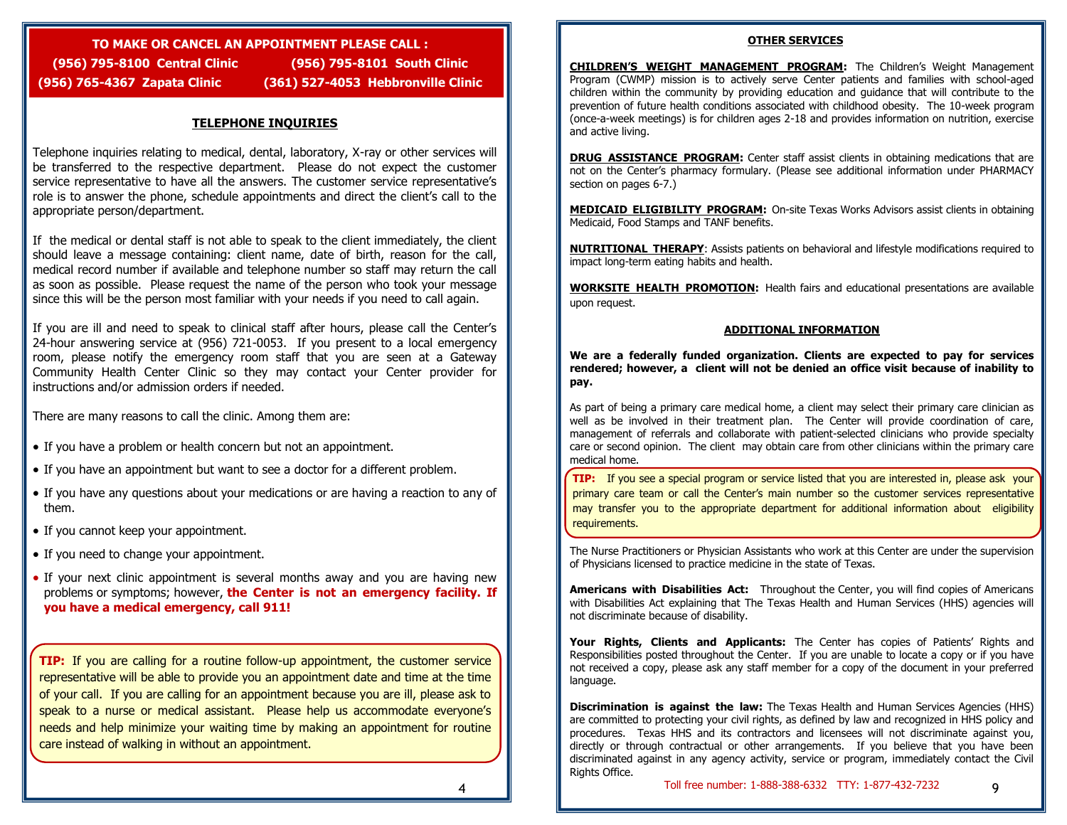**TO MAKE OR CANCEL AN APPOINTMENT PLEASE CALL :**

**(956) 795-8100 Central Clinic** **(956) 795-8101 South Clinic**

**(956) 765-4367 Zapata Clinic** **(361) 527-4053 Hebbronville Clinic**

## TELEPHONE INQUIRIES

Telephone inquiries relating to medical, dental, laboratory, X-ray or other services will be transferred to the respective department. Please do not expect the customer service representative to have all the answers. The customer service representative's role is to answer the phone, schedule appointments and direct the client's call to the appropriate person/department.

If the medical or dental staff is not able to speak to the client immediately, the client should leave a message containing: client name, date of birth, reason for the call, medical record number if available and telephone number so staff may return the call as soon as possible. Please request the name of the person who took your message since this will be the person most familiar with your needs if you need to call again.

If you are ill and need to speak to clinical staff after hours, please call the Center's 24-hour answering service at (956) 721-0053. If you present to a local emergency room, please notify the emergency room staff that you are seen at a Gateway Community Health Center Clinic so they may contact your Center provider for instructions and/or admission orders if needed.

There are many reasons to call the clinic. Among them are:

- If you have a problem or health concern but not an appointment.
- If you have an appointment but want to see a doctor for a different problem.
- If you have any questions about your medications or are having a reaction to any of them.
- If you cannot keep your appointment.
- If you need to change your appointment.
- If your next clinic appointment is several months away and you are having new problems or symptoms; however, **the Center is not an emergency facility. If you have a medical emergency, call 911!**

**TIP:** If you are calling for a routine follow-up appointment, the customer service representative will be able to provide you an appointment date and time at the time of your call. If you are calling for an appointment because you are ill, please ask to speak to a nurse or medical assistant. Please help us accommodate everyone's needs and help minimize your waiting time by making an appointment for routine care instead of walking in without an appointment.

## OTHER SERVICES

**CHILDREN'S WEIGHT MANAGEMENT PROGRAM:** The Children's Weight Management Program (CWMP) mission is to actively serve Center patients and families with school-aged children within the community by providing education and guidance that will contribute to the prevention of future health conditions associated with childhood obesity. The 10-week program (once-a-week meetings) is for children ages 2-18 and provides information on nutrition, exercise and active living.

**DRUG ASSISTANCE PROGRAM:** Center staff assist clients in obtaining medications that are not on the Center's pharmacy formulary. (Please see additional information under PHARMACY section on pages 6-7.)

**MEDICAID ELIGIBILITY PROGRAM:** On-site Texas Works Advisors assist clients in obtaining Medicaid, Food Stamps and TANF benefits.

**NUTRITIONAL THERAPY**: Assists patients on behavioral and lifestyle modifications required to impact long-term eating habits and health.

**WORKSITE HEALTH PROMOTION:** Health fairs and educational presentations are available upon request.

## ADDITIONAL INFORMATION

**We are a federally funded organization. Clients are expected to pay for services rendered; however, a client will not be denied an office visit because of inability to pay.**

As part of being a primary care medical home, a client may select their primary care clinician as well as be involved in their treatment plan. The Center will provide coordination of care, management of referrals and collaborate with patient-selected clinicians who provide specialty care or second opinion. The client may obtain care from other clinicians within the primary care medical home.

**TIP:** If you see a special program or service listed that you are interested in, please ask your primary care team or call the Center's main number so the customer services representative may transfer you to the appropriate department for additional information about eligibility requirements.

The Nurse Practitioners or Physician Assistants who work at this Center are under the supervision of Physicians licensed to practice medicine in the state of Texas.

**Americans with Disabilities Act:** Throughout the Center, you will find copies of Americans with Disabilities Act explaining that The Texas Health and Human Services (HHS) agencies will not discriminate because of disability.

**Your Rights, Clients and Applicants:** The Center has copies of Patients' Rights and Responsibilities posted throughout the Center. If you are unable to locate a copy or if you have not received a copy, please ask any staff member for a copy of the document in your preferred language.

**Discrimination is against the law:** The Texas Health and Human Services Agencies (HHS) are committed to protecting your civil rights, as defined by law and recognized in HHS policy and procedures. Texas HHS and its contractors and licensees will not discriminate against you, directly or through contractual or other arrangements. If you believe that you have been discriminated against in any agency activity, service or program, immediately contact the Civil Rights Office.

Toll free number: 1-888-388-6332 TTY: 1-877-432-7232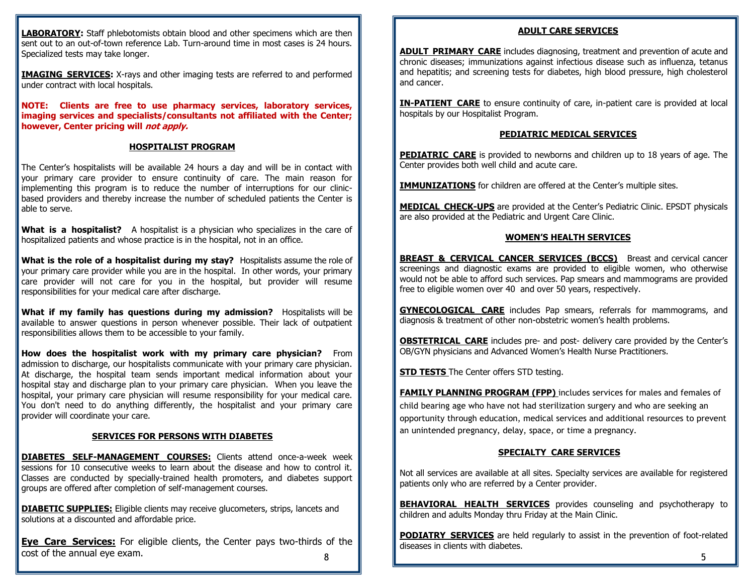**LABORATORY:** Staff phlebotomists obtain blood and other specimens which are then sent out to an out-of-town reference Lab. Turn-around time in most cases is 24 hours. Specialized tests may take longer.

**IMAGING SERVICES:** X-rays and other imaging tests are referred to and performed under contract with local hospitals.

**NOTE: Clients are free to use pharmacy services, laboratory services, imaging services and specialists/consultants not affiliated with the Center; however, Center pricing will *not apply.***

## HOSPITALIST PROGRAM

The Center's hospitalists will be available 24 hours a day and will be in contact with your primary care provider to ensure continuity of care. The main reason for implementing this program is to reduce the number of interruptions for our clinic-based providers and thereby increase the number of scheduled patients the Center is able to serve.

**What is a hospitalist?** A hospitalist is a physician who specializes in the care of hospitalized patients and whose practice is in the hospital, not in an office.

**What is the role of a hospitalist during my stay?** Hospitalists assume the role of your primary care provider while you are in the hospital. In other words, your primary care provider will not care for you in the hospital, but provider will resume responsibilities for your medical care after discharge.

**What if my family has questions during my admission?** Hospitalists will be available to answer questions in person whenever possible. Their lack of outpatient responsibilities allows them to be accessible to your family.

**How does the hospitalist work with my primary care physician?** From admission to discharge, our hospitalists communicate with your primary care physician. At discharge, the hospital team sends important medical information about your hospital stay and discharge plan to your primary care physician. When you leave the hospital, your primary care physician will resume responsibility for your medical care. You don't need to do anything differently, the hospitalist and your primary care provider will coordinate your care.

## SERVICES FOR PERSONS WITH DIABETES

**DIABETES SELF-MANAGEMENT COURSES:** Clients attend once-a-week week sessions for 10 consecutive weeks to learn about the disease and how to control it. Classes are conducted by specially-trained health promoters, and diabetes support groups are offered after completion of self-management courses.

**DIABETIC SUPPLIES:** Eligible clients may receive glucometers, strips, lancets and solutions at a discounted and affordable price.

**Eye Care Services:** For eligible clients, the Center pays two-thirds of the cost of the annual eye exam.

## ADULT CARE SERVICES

**ADULT PRIMARY CARE** includes diagnosing, treatment and prevention of acute and chronic diseases; immunizations against infectious disease such as influenza, tetanus and hepatitis; and screening tests for diabetes, high blood pressure, high cholesterol and cancer.

**IN-PATIENT CARE** to ensure continuity of care, in-patient care is provided at local hospitals by our Hospitalist Program.

## PEDIATRIC MEDICAL SERVICES

**PEDIATRIC CARE** is provided to newborns and children up to 18 years of age. The Center provides both well child and acute care.

**IMMUNIZATIONS** for children are offered at the Center's multiple sites.

**MEDICAL CHECK-UPS** are provided at the Center's Pediatric Clinic. EPSDT physicals are also provided at the Pediatric and Urgent Care Clinic.

## WOMEN'S HEALTH SERVICES

**BREAST & CERVICAL CANCER SERVICES (BCCS)** Breast and cervical cancer screenings and diagnostic exams are provided to eligible women, who otherwise would not be able to afford such services. Pap smears and mammograms are provided free to eligible women over 40 and over 50 years, respectively.

**GYNECOLOGICAL CARE** includes Pap smears, referrals for mammograms, and diagnosis & treatment of other non-obstetric women's health problems.

**OBSTETRICAL CARE** includes pre- and post- delivery care provided by the Center's OB/GYN physicians and Advanced Women's Health Nurse Practitioners.

**STD TESTS** The Center offers STD testing.

**FAMILY PLANNING PROGRAM (FPP)** includes services for males and females of child bearing age who have not had sterilization surgery and who are seeking an opportunity through education, medical services and additional resources to prevent an unintended pregnancy, delay, space, or time a pregnancy.

## SPECIALTY CARE SERVICES

Not all services are available at all sites. Specialty services are available for registered patients only who are referred by a Center provider.

**BEHAVIORAL HEALTH SERVICES** provides counseling and psychotherapy to children and adults Monday thru Friday at the Main Clinic.

**PODIATRY SERVICES** are held regularly to assist in the prevention of foot-related diseases in clients with diabetes.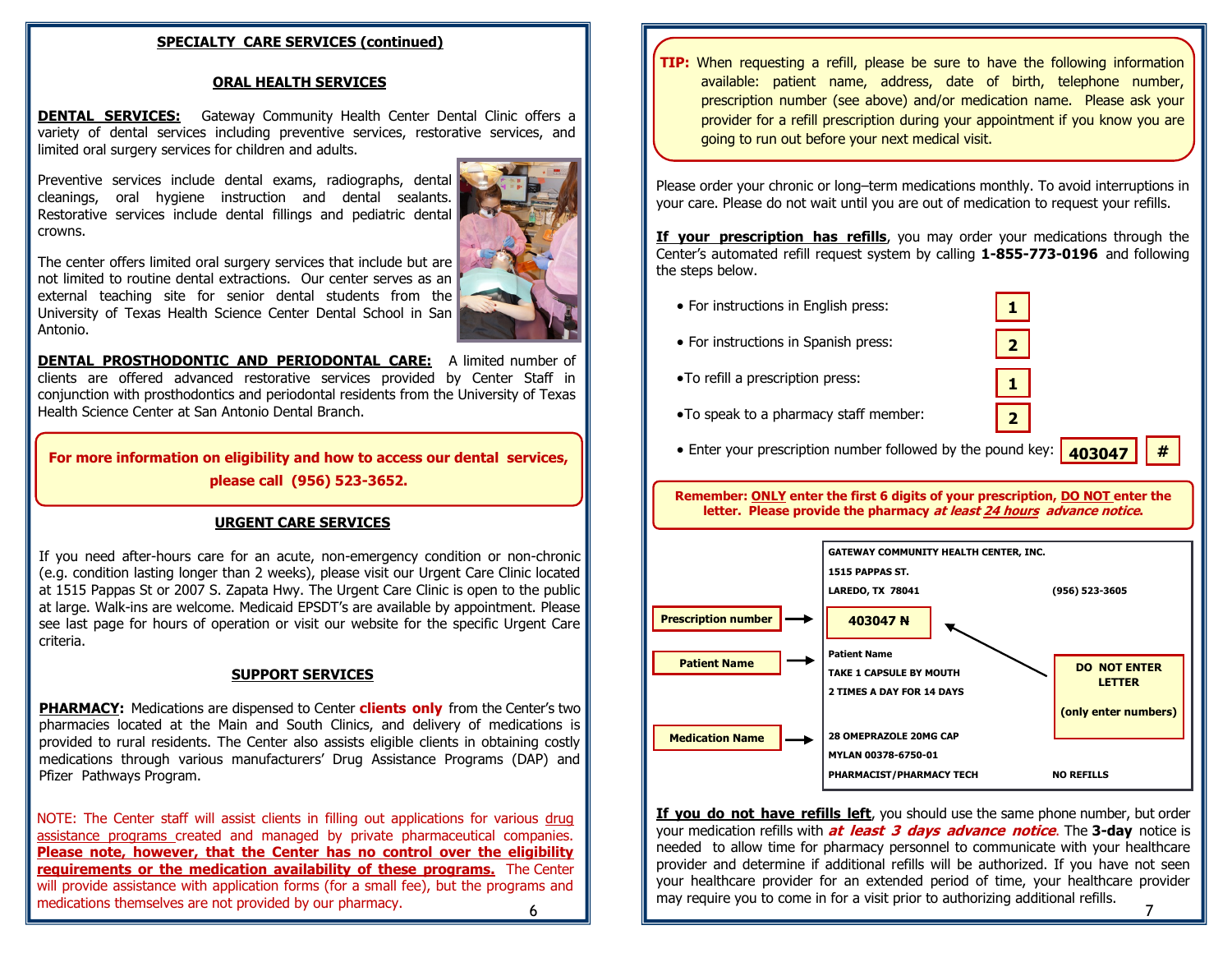## SPECIALTY CARE SERVICES (continued)

### ORAL HEALTH SERVICES

**DENTAL SERVICES:** Gateway Community Health Center Dental Clinic offers a variety of dental services including preventive services, restorative services, and limited oral surgery services for children and adults.

Preventive services include dental exams, radiographs, dental cleanings, oral hygiene instruction and dental sealants. Restorative services include dental fillings and pediatric dental crowns.

The center offers limited oral surgery services that include but are not limited to routine dental extractions. Our center serves as an external teaching site for senior dental students from the University of Texas Health Science Center Dental School in San Antonio.

**DENTAL PROSTHODONTIC AND PERIODONTAL CARE:** A limited number of clients are offered advanced restorative services provided by Center Staff in conjunction with prosthodontics and periodontal residents from the University of Texas Health Science Center at San Antonio Dental Branch.

**For more information on eligibility and how to access our dental services, please call (956) 523-3652.**

### URGENT CARE SERVICES

If you need after-hours care for an acute, non-emergency condition or non-chronic (e.g. condition lasting longer than 2 weeks), please visit our Urgent Care Clinic located at 1515 Pappas St or 2007 S. Zapata Hwy. The Urgent Care Clinic is open to the public at large. Walk-ins are welcome. Medicaid EPSDT's are available by appointment. Please see last page for hours of operation or visit our website for the specific Urgent Care criteria.

### SUPPORT SERVICES

**PHARMACY:** Medications are dispensed to Center **clients only** from the Center's two pharmacies located at the Main and South Clinics, and delivery of medications is provided to rural residents. The Center also assists eligible clients in obtaining costly medications through various manufacturers' Drug Assistance Programs (DAP) and Pfizer Pathways Program.

NOTE: The Center staff will assist clients in filling out applications for various drug assistance programs created and managed by private pharmaceutical companies. **Please note, however, that the Center has no control over the eligibility requirements or the medication availability of these programs.** The Center will provide assistance with application forms (for a small fee), but the programs and medications themselves are not provided by our pharmacy.

**TIP:** When requesting a refill, please be sure to have the following information available: patient name, address, date of birth, telephone number, prescription number (see above) and/or medication name. Please ask your provider for a refill prescription during your appointment if you know you are going to run out before your next medical visit.

Please order your chronic or long–term medications monthly. To avoid interruptions in your care. Please do not wait until you are out of medication to request your refills.

**If your prescription has refills**, you may order your medications through the Center's automated refill request system by calling **1-855-773-0196** and following the steps below.

- For instructions in English press: **1**
- For instructions in Spanish press: **2**
- To refill a prescription press: **1**
- To speak to a pharmacy staff member: **2**
- Enter your prescription number followed by the pound key: **403047** **#**

**Remember: ONLY enter the first 6 digits of your prescription, DO NOT enter the letter. Please provide the pharmacy *at least 24 hours advance notice*.**

GATEWAY COMMUNITY HEALTH CENTER, INC.
1515 PAPPAS ST.
LAREDO, TX 78041 (956) 523-3605

Prescription number → **403047 N**
Patient Name → Patient Name
TAKE 1 CAPSULE BY MOUTH
2 TIMES A DAY FOR 14 DAYS
Medication Name → 28 OMEPRAZOLE 20MG CAP
MYLAN 00378-6750-01
PHARMACIST/PHARMACY TECH NO REFILLS

**DO NOT ENTER LETTER (only enter numbers)**

**If you do not have refills left**, you should use the same phone number, but order your medication refills with ***at least 3 days advance notice***. The **3-day** notice is needed to allow time for pharmacy personnel to communicate with your healthcare provider and determine if additional refills will be authorized. If you have not seen your healthcare provider for an extended period of time, your healthcare provider may require you to come in for a visit prior to authorizing additional refills.